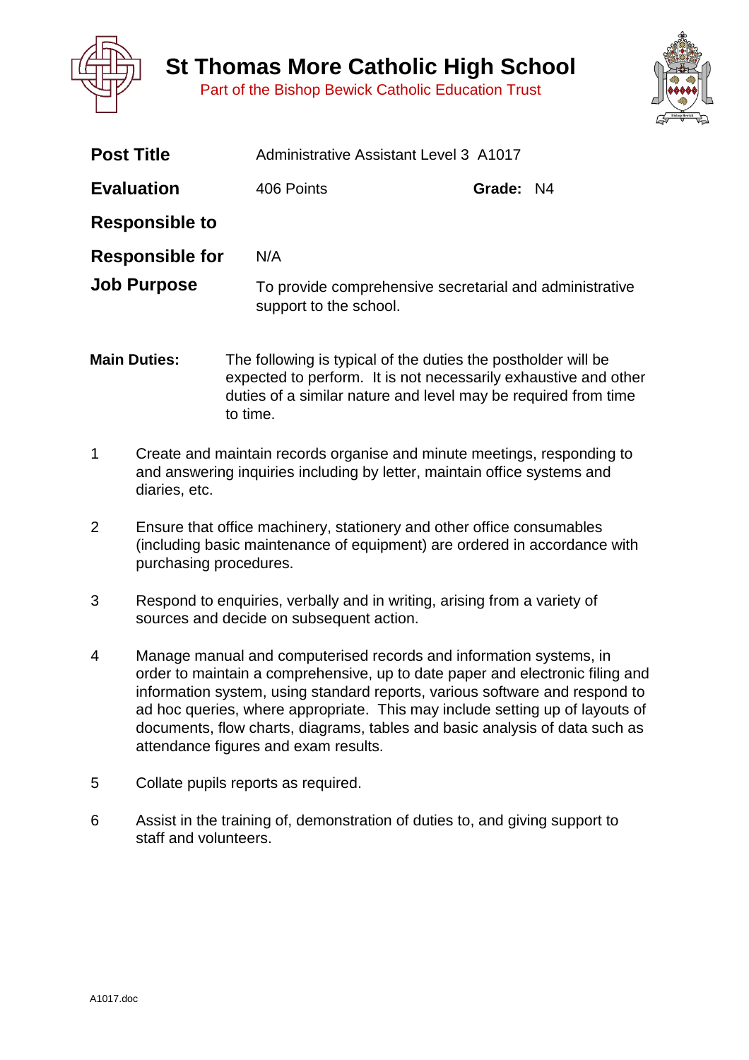# St Thomas More Catholic High School

Part of the Bishop Bewick Catholic Education Trust

| | | | |
|---|---|---|---|
| **Post Title** | Administrative Assistant Level 3 A1017 | | |
| **Evaluation** | 406 Points | **Grade:** | N4 |
| **Responsible to** | | | |
| **Responsible for** | N/A | | |
| **Job Purpose** | To provide comprehensive secretarial and administrative support to the school. | | |

**Main Duties:** The following is typical of the duties the postholder will be expected to perform. It is not necessarily exhaustive and other duties of a similar nature and level may be required from time to time.

1. Create and maintain records organise and minute meetings, responding to and answering inquiries including by letter, maintain office systems and diaries, etc.

2. Ensure that office machinery, stationery and other office consumables (including basic maintenance of equipment) are ordered in accordance with purchasing procedures.

3. Respond to enquiries, verbally and in writing, arising from a variety of sources and decide on subsequent action.

4. Manage manual and computerised records and information systems, in order to maintain a comprehensive, up to date paper and electronic filing and information system, using standard reports, various software and respond to ad hoc queries, where appropriate. This may include setting up of layouts of documents, flow charts, diagrams, tables and basic analysis of data such as attendance figures and exam results.

5. Collate pupils reports as required.

6. Assist in the training of, demonstration of duties to, and giving support to staff and volunteers.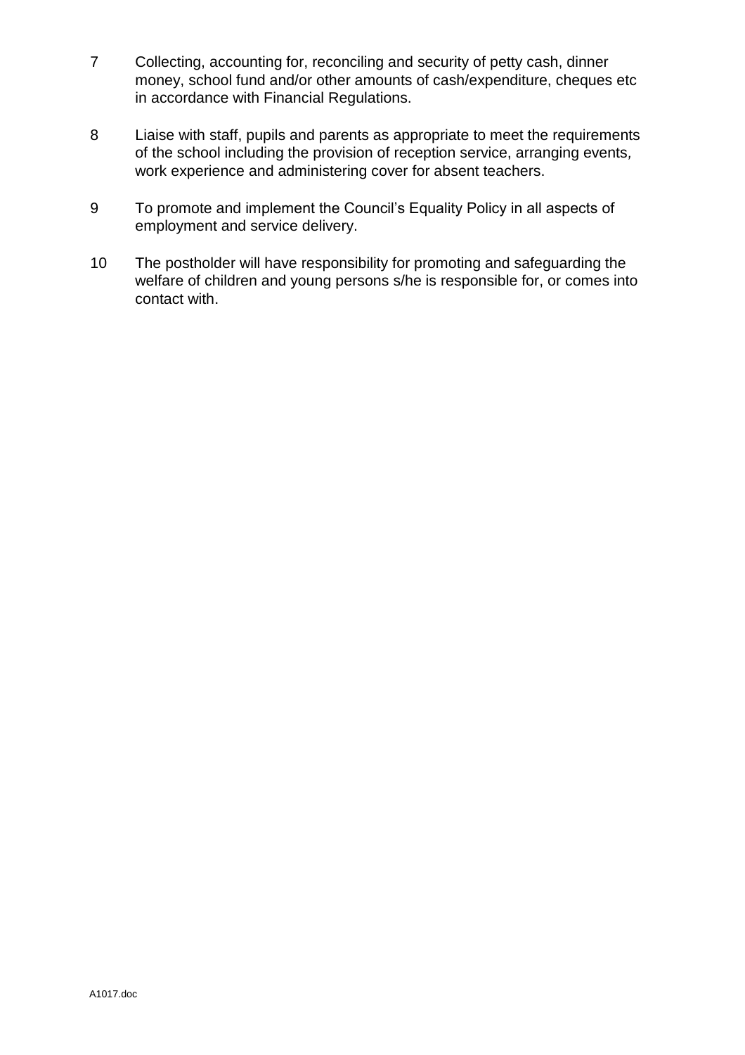7. Collecting, accounting for, reconciling and security of petty cash, dinner money, school fund and/or other amounts of cash/expenditure, cheques etc in accordance with Financial Regulations.

8. Liaise with staff, pupils and parents as appropriate to meet the requirements of the school including the provision of reception service, arranging events, work experience and administering cover for absent teachers.

9. To promote and implement the Council's Equality Policy in all aspects of employment and service delivery.

10. The postholder will have responsibility for promoting and safeguarding the welfare of children and young persons s/he is responsible for, or comes into contact with.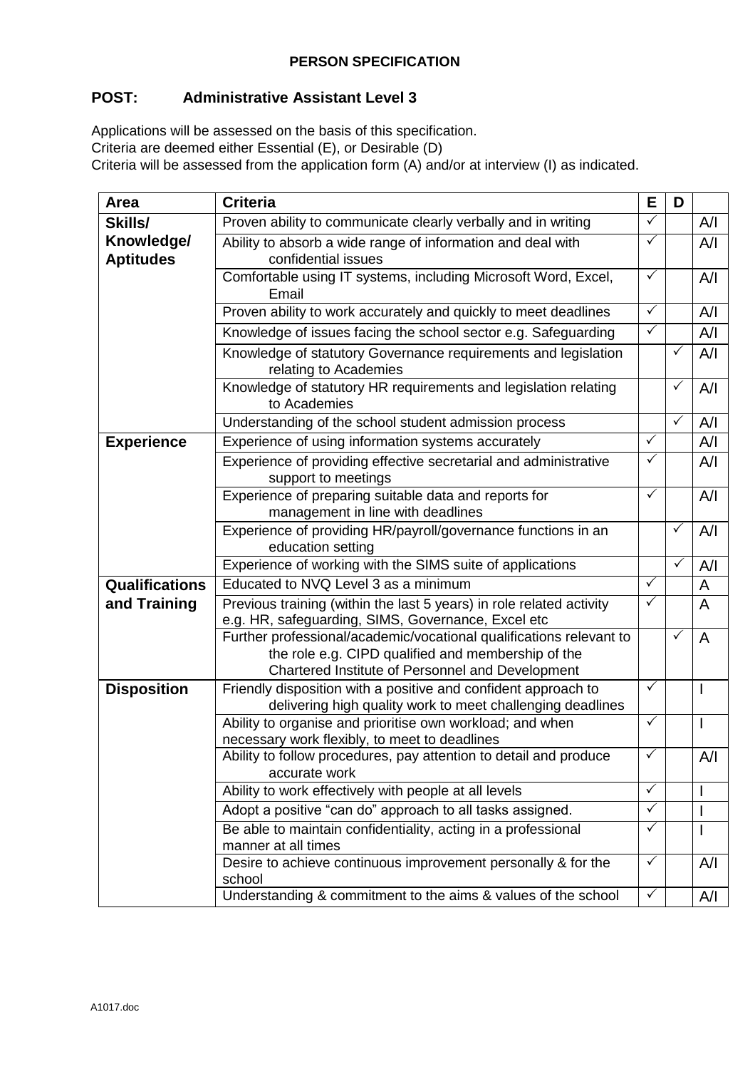**PERSON SPECIFICATION**

**POST: Administrative Assistant Level 3**

Applications will be assessed on the basis of this specification.
Criteria are deemed either Essential (E), or Desirable (D)
Criteria will be assessed from the application form (A) and/or at interview (I) as indicated.

| Area | Criteria | E | D | |
|---|---|---|---|---|
| **Skills/ Knowledge/ Aptitudes** | Proven ability to communicate clearly verbally and in writing | ✓ | | A/I |
| | Ability to absorb a wide range of information and deal with confidential issues | ✓ | | A/I |
| | Comfortable using IT systems, including Microsoft Word, Excel, Email | ✓ | | A/I |
| | Proven ability to work accurately and quickly to meet deadlines | ✓ | | A/I |
| | Knowledge of issues facing the school sector e.g. Safeguarding | ✓ | | A/I |
| | Knowledge of statutory Governance requirements and legislation relating to Academies | | ✓ | A/I |
| | Knowledge of statutory HR requirements and legislation relating to Academies | | ✓ | A/I |
| | Understanding of the school student admission process | | ✓ | A/I |
| **Experience** | Experience of using information systems accurately | ✓ | | A/I |
| | Experience of providing effective secretarial and administrative support to meetings | ✓ | | A/I |
| | Experience of preparing suitable data and reports for management in line with deadlines | ✓ | | A/I |
| | Experience of providing HR/payroll/governance functions in an education setting | | ✓ | A/I |
| | Experience of working with the SIMS suite of applications | | ✓ | A/I |
| **Qualifications and Training** | Educated to NVQ Level 3 as a minimum | ✓ | | A |
| | Previous training (within the last 5 years) in role related activity e.g. HR, safeguarding, SIMS, Governance, Excel etc | ✓ | | A |
| | Further professional/academic/vocational qualifications relevant to the role e.g. CIPD qualified and membership of the Chartered Institute of Personnel and Development | | ✓ | A |
| **Disposition** | Friendly disposition with a positive and confident approach to delivering high quality work to meet challenging deadlines | ✓ | | I |
| | Ability to organise and prioritise own workload; and when necessary work flexibly, to meet to deadlines | ✓ | | I |
| | Ability to follow procedures, pay attention to detail and produce accurate work | ✓ | | A/I |
| | Ability to work effectively with people at all levels | ✓ | | I |
| | Adopt a positive "can do" approach to all tasks assigned. | ✓ | | I |
| | Be able to maintain confidentiality, acting in a professional manner at all times | ✓ | | I |
| | Desire to achieve continuous improvement personally & for the school | ✓ | | A/I |
| | Understanding & commitment to the aims & values of the school | ✓ | | A/I |

A1017.doc